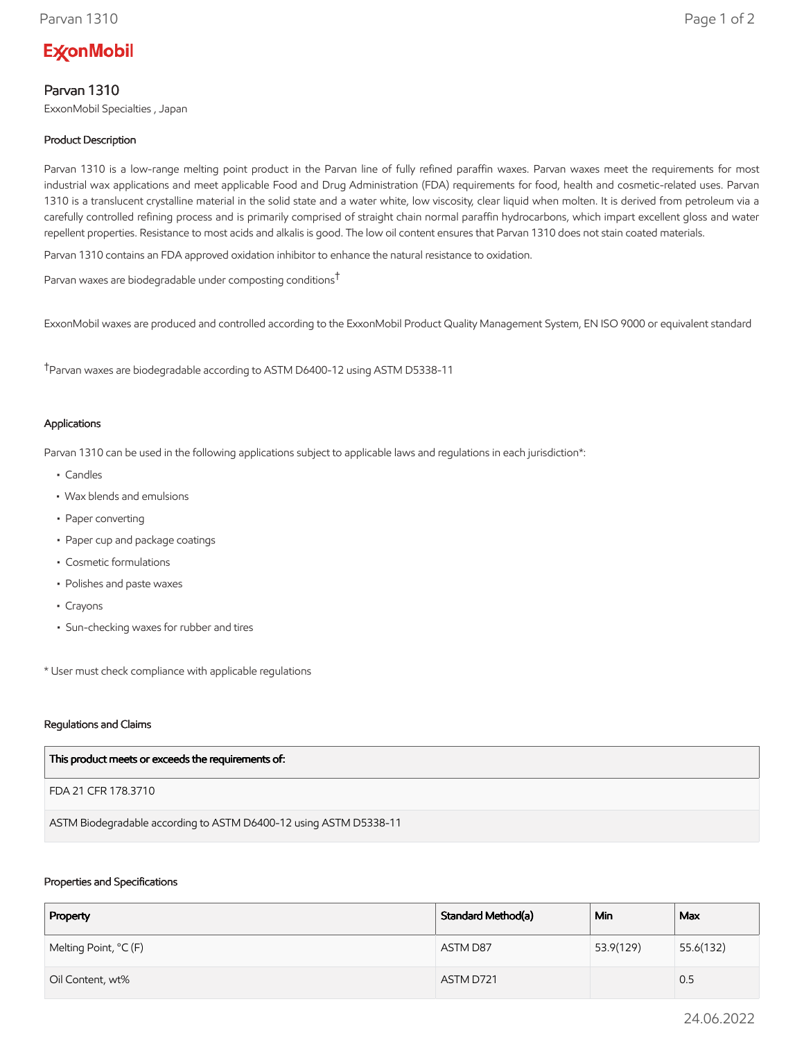# ExxonMobil

## Parvan 1310

ExxonMobil Specialties , Japan

### Product Description

Parvan 1310 is a low-range melting point product in the Parvan line of fully refined paraffin waxes. Parvan waxes meet the requirements for most industrial wax applications and meet applicable Food and Drug Administration (FDA) requirements for food, health and cosmetic-related uses. Parvan 1310 is a translucent crystalline material in the solid state and a water white, low viscosity, clear liquid when molten. It is derived from petroleum via a carefully controlled refining process and is primarily comprised of straight chain normal paraffin hydrocarbons, which impart excellent gloss and water repellent properties. Resistance to most acids and alkalis is good. The low oil content ensures that Parvan 1310 does not stain coated materials.

Parvan 1310 contains an FDA approved oxidation inhibitor to enhance the natural resistance to oxidation.

Parvan waxes are biodegradable under composting conditions†

ExxonMobil waxes are produced and controlled according to the ExxonMobil Product Quality Management System, EN ISO 9000 or equivalent standard

†Parvan waxes are biodegradable according to ASTM D6400-12 using ASTM D5338-11

### Applications

Parvan 1310 can be used in the following applications subject to applicable laws and regulations in each jurisdiction*:

- Candles
- Wax blends and emulsions
- Paper converting
- Paper cup and package coatings
- Cosmetic formulations
- Polishes and paste waxes
- Crayons
- Sun-checking waxes for rubber and tires

* User must check compliance with applicable regulations

### Regulations and Claims

| This product meets or exceeds the requirements of: |
|---|
| FDA 21 CFR 178.3710 |
| ASTM Biodegradable according to ASTM D6400-12 using ASTM D5338-11 |

### Properties and Specifications

| Property | Standard Method(a) | Min | Max |
|---|---|---|---|
| Melting Point, °C (F) | ASTM D87 | 53.9(129) | 55.6(132) |
| Oil Content, wt% | ASTM D721 | | 0.5 |

24.06.2022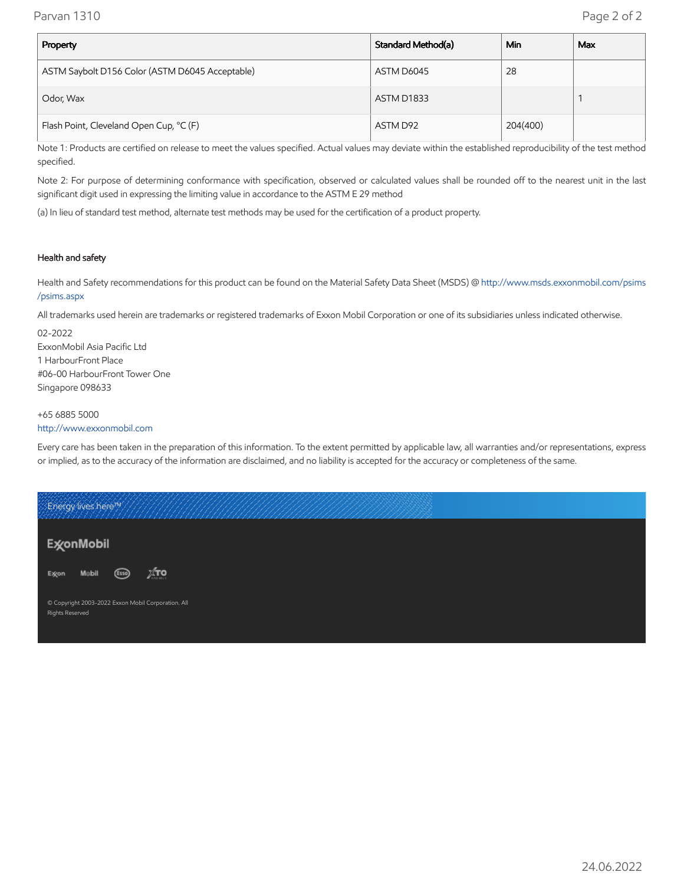| Property | Standard Method(a) | Min | Max |
| --- | --- | --- | --- |
| ASTM Saybolt D156 Color (ASTM D6045 Acceptable) | ASTM D6045 | 28 | |
| Odor, Wax | ASTM D1833 | | 1 |
| Flash Point, Cleveland Open Cup, °C (F) | ASTM D92 | 204(400) | |

Note 1: Products are certified on release to meet the values specified. Actual values may deviate within the established reproducibility of the test method specified.

Note 2: For purpose of determining conformance with specification, observed or calculated values shall be rounded off to the nearest unit in the last significant digit used in expressing the limiting value in accordance to the ASTM E 29 method

(a) In lieu of standard test method, alternate test methods may be used for the certification of a product property.

#### Health and safety

Health and Safety recommendations for this product can be found on the Material Safety Data Sheet (MSDS) @ http://www.msds.exxonmobil.com/psims/psims.aspx

All trademarks used herein are trademarks or registered trademarks of Exxon Mobil Corporation or one of its subsidiaries unless indicated otherwise.

02-2022
ExxonMobil Asia Pacific Ltd
1 HarbourFront Place
#06-00 HarbourFront Tower One
Singapore 098633

+65 6885 5000
http://www.exxonmobil.com

Every care has been taken in the preparation of this information. To the extent permitted by applicable law, all warranties and/or representations, express or implied, as to the accuracy of the information are disclaimed, and no liability is accepted for the accuracy or completeness of the same.

Energy lives here™

ExxonMobil

Exxon Mobil Esso XTO

© Copyright 2003-2022 Exxon Mobil Corporation. All Rights Reserved